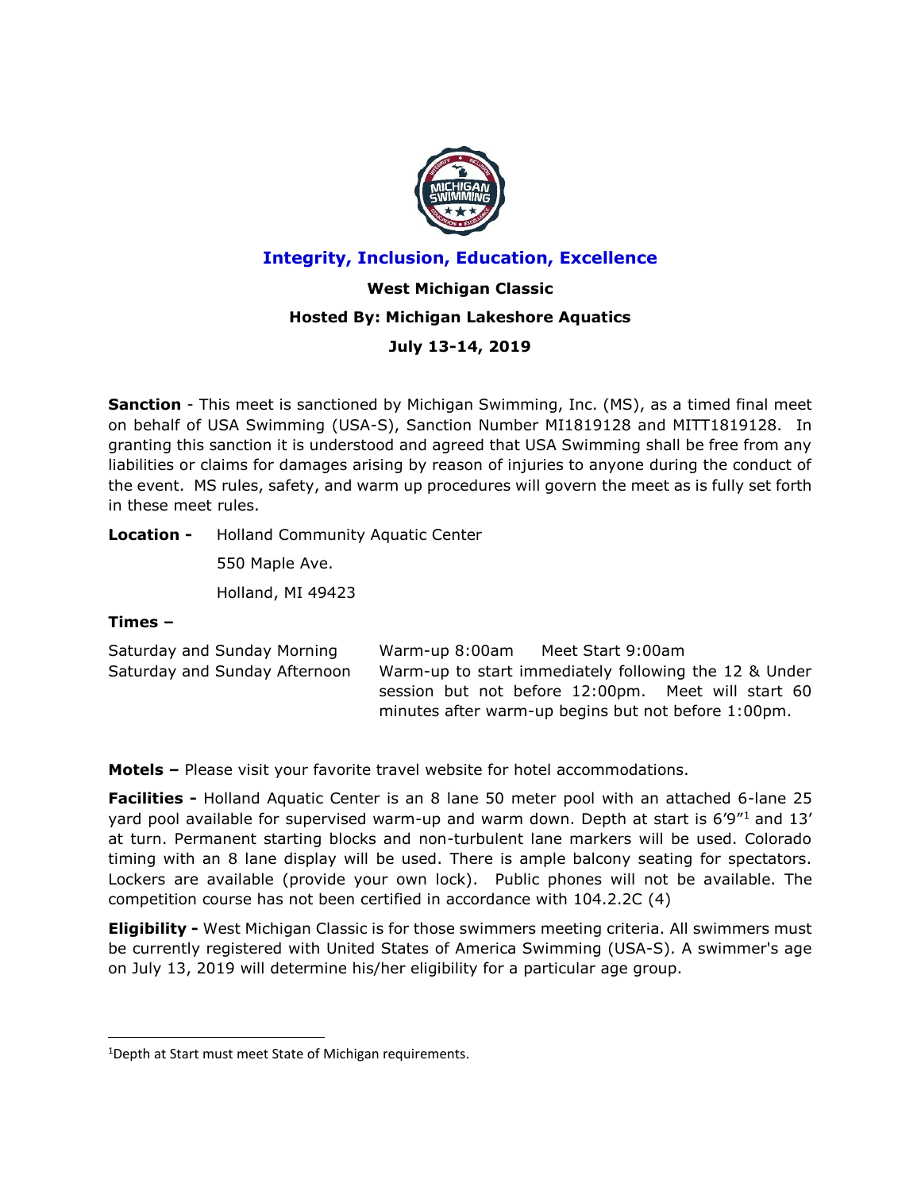**Integrity, Inclusion, Education, Excellence**

**West Michigan Classic**

**Hosted By: Michigan Lakeshore Aquatics**

**July 13-14, 2019**

**Sanction** - This meet is sanctioned by Michigan Swimming, Inc. (MS), as a timed final meet on behalf of USA Swimming (USA-S), Sanction Number MI1819128 and MITT1819128. In granting this sanction it is understood and agreed that USA Swimming shall be free from any liabilities or claims for damages arising by reason of injuries to anyone during the conduct of the event. MS rules, safety, and warm up procedures will govern the meet as is fully set forth in these meet rules.

**Location -** Holland Community Aquatic Center
550 Maple Ave.
Holland, MI 49423

**Times –**

| | |
|---|---|
| Saturday and Sunday Morning | Warm-up 8:00am Meet Start 9:00am |
| Saturday and Sunday Afternoon | Warm-up to start immediately following the 12 & Under session but not before 12:00pm. Meet will start 60 minutes after warm-up begins but not before 1:00pm. |

**Motels –** Please visit your favorite travel website for hotel accommodations.

**Facilities -** Holland Aquatic Center is an 8 lane 50 meter pool with an attached 6-lane 25 yard pool available for supervised warm-up and warm down. Depth at start is 6'9"[1] and 13' at turn. Permanent starting blocks and non-turbulent lane markers will be used. Colorado timing with an 8 lane display will be used. There is ample balcony seating for spectators. Lockers are available (provide your own lock). Public phones will not be available. The competition course has not been certified in accordance with 104.2.2C (4)

**Eligibility -** West Michigan Classic is for those swimmers meeting criteria. All swimmers must be currently registered with United States of America Swimming (USA-S). A swimmer's age on July 13, 2019 will determine his/her eligibility for a particular age group.

[1]Depth at Start must meet State of Michigan requirements.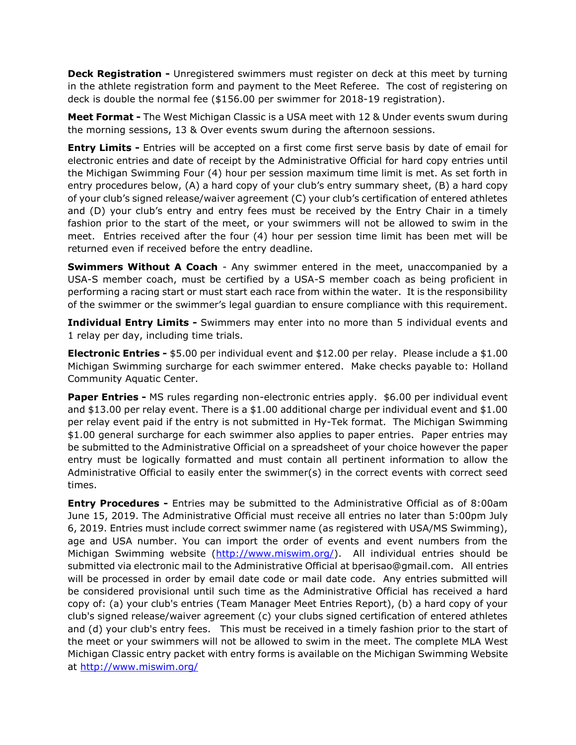**Deck Registration -** Unregistered swimmers must register on deck at this meet by turning in the athlete registration form and payment to the Meet Referee. The cost of registering on deck is double the normal fee ($156.00 per swimmer for 2018-19 registration).

**Meet Format -** The West Michigan Classic is a USA meet with 12 & Under events swum during the morning sessions, 13 & Over events swum during the afternoon sessions.

**Entry Limits -** Entries will be accepted on a first come first serve basis by date of email for electronic entries and date of receipt by the Administrative Official for hard copy entries until the Michigan Swimming Four (4) hour per session maximum time limit is met. As set forth in entry procedures below, (A) a hard copy of your club's entry summary sheet, (B) a hard copy of your club's signed release/waiver agreement (C) your club's certification of entered athletes and (D) your club's entry and entry fees must be received by the Entry Chair in a timely fashion prior to the start of the meet, or your swimmers will not be allowed to swim in the meet. Entries received after the four (4) hour per session time limit has been met will be returned even if received before the entry deadline.

**Swimmers Without A Coach** - Any swimmer entered in the meet, unaccompanied by a USA-S member coach, must be certified by a USA-S member coach as being proficient in performing a racing start or must start each race from within the water. It is the responsibility of the swimmer or the swimmer's legal guardian to ensure compliance with this requirement.

**Individual Entry Limits -** Swimmers may enter into no more than 5 individual events and 1 relay per day, including time trials.

**Electronic Entries -** $5.00 per individual event and $12.00 per relay. Please include a $1.00 Michigan Swimming surcharge for each swimmer entered. Make checks payable to: Holland Community Aquatic Center.

**Paper Entries -** MS rules regarding non-electronic entries apply. $6.00 per individual event and $13.00 per relay event. There is a $1.00 additional charge per individual event and $1.00 per relay event paid if the entry is not submitted in Hy-Tek format. The Michigan Swimming $1.00 general surcharge for each swimmer also applies to paper entries. Paper entries may be submitted to the Administrative Official on a spreadsheet of your choice however the paper entry must be logically formatted and must contain all pertinent information to allow the Administrative Official to easily enter the swimmer(s) in the correct events with correct seed times.

**Entry Procedures -** Entries may be submitted to the Administrative Official as of 8:00am June 15, 2019. The Administrative Official must receive all entries no later than 5:00pm July 6, 2019. Entries must include correct swimmer name (as registered with USA/MS Swimming), age and USA number. You can import the order of events and event numbers from the Michigan Swimming website (http://www.miswim.org/). All individual entries should be submitted via electronic mail to the Administrative Official at bperisao@gmail.com. All entries will be processed in order by email date code or mail date code. Any entries submitted will be considered provisional until such time as the Administrative Official has received a hard copy of: (a) your club's entries (Team Manager Meet Entries Report), (b) a hard copy of your club's signed release/waiver agreement (c) your clubs signed certification of entered athletes and (d) your club's entry fees. This must be received in a timely fashion prior to the start of the meet or your swimmers will not be allowed to swim in the meet. The complete MLA West Michigan Classic entry packet with entry forms is available on the Michigan Swimming Website at http://www.miswim.org/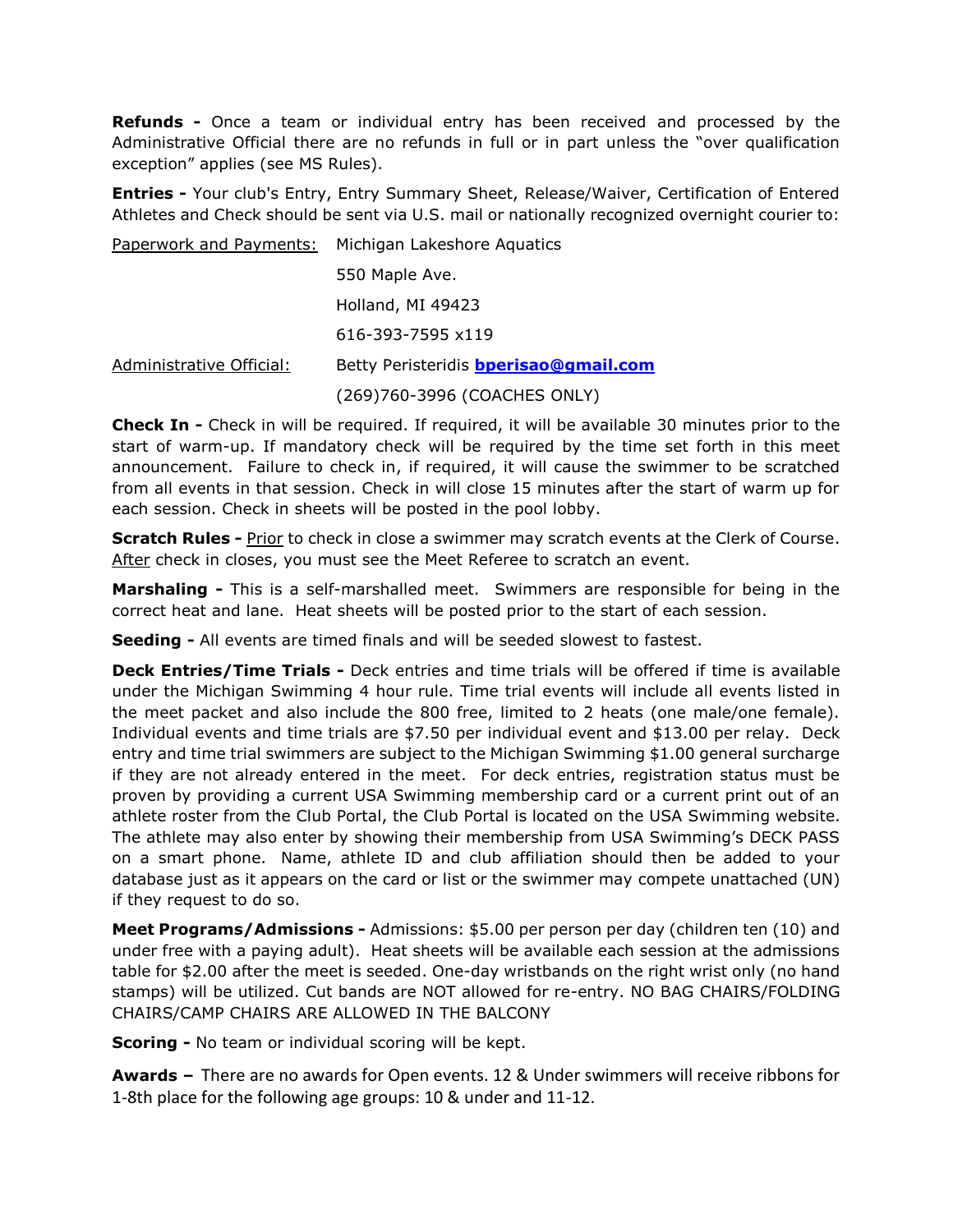**Refunds -** Once a team or individual entry has been received and processed by the Administrative Official there are no refunds in full or in part unless the "over qualification exception" applies (see MS Rules).

**Entries -** Your club's Entry, Entry Summary Sheet, Release/Waiver, Certification of Entered Athletes and Check should be sent via U.S. mail or nationally recognized overnight courier to:

Paperwork and Payments: Michigan Lakeshore Aquatics
550 Maple Ave.
Holland, MI 49423
616-393-7595 x119

Administrative Official: Betty Peristeridis **bperisao@gmail.com**
(269)760-3996 (COACHES ONLY)

**Check In -** Check in will be required. If required, it will be available 30 minutes prior to the start of warm-up. If mandatory check will be required by the time set forth in this meet announcement. Failure to check in, if required, it will cause the swimmer to be scratched from all events in that session. Check in will close 15 minutes after the start of warm up for each session. Check in sheets will be posted in the pool lobby.

**Scratch Rules -** Prior to check in close a swimmer may scratch events at the Clerk of Course. After check in closes, you must see the Meet Referee to scratch an event.

**Marshaling -** This is a self-marshalled meet. Swimmers are responsible for being in the correct heat and lane. Heat sheets will be posted prior to the start of each session.

**Seeding -** All events are timed finals and will be seeded slowest to fastest.

**Deck Entries/Time Trials -** Deck entries and time trials will be offered if time is available under the Michigan Swimming 4 hour rule. Time trial events will include all events listed in the meet packet and also include the 800 free, limited to 2 heats (one male/one female). Individual events and time trials are $7.50 per individual event and $13.00 per relay. Deck entry and time trial swimmers are subject to the Michigan Swimming $1.00 general surcharge if they are not already entered in the meet. For deck entries, registration status must be proven by providing a current USA Swimming membership card or a current print out of an athlete roster from the Club Portal, the Club Portal is located on the USA Swimming website. The athlete may also enter by showing their membership from USA Swimming's DECK PASS on a smart phone. Name, athlete ID and club affiliation should then be added to your database just as it appears on the card or list or the swimmer may compete unattached (UN) if they request to do so.

**Meet Programs/Admissions -** Admissions: $5.00 per person per day (children ten (10) and under free with a paying adult). Heat sheets will be available each session at the admissions table for $2.00 after the meet is seeded. One-day wristbands on the right wrist only (no hand stamps) will be utilized. Cut bands are NOT allowed for re-entry. NO BAG CHAIRS/FOLDING CHAIRS/CAMP CHAIRS ARE ALLOWED IN THE BALCONY

**Scoring -** No team or individual scoring will be kept.

**Awards –** There are no awards for Open events. 12 & Under swimmers will receive ribbons for 1-8th place for the following age groups: 10 & under and 11-12.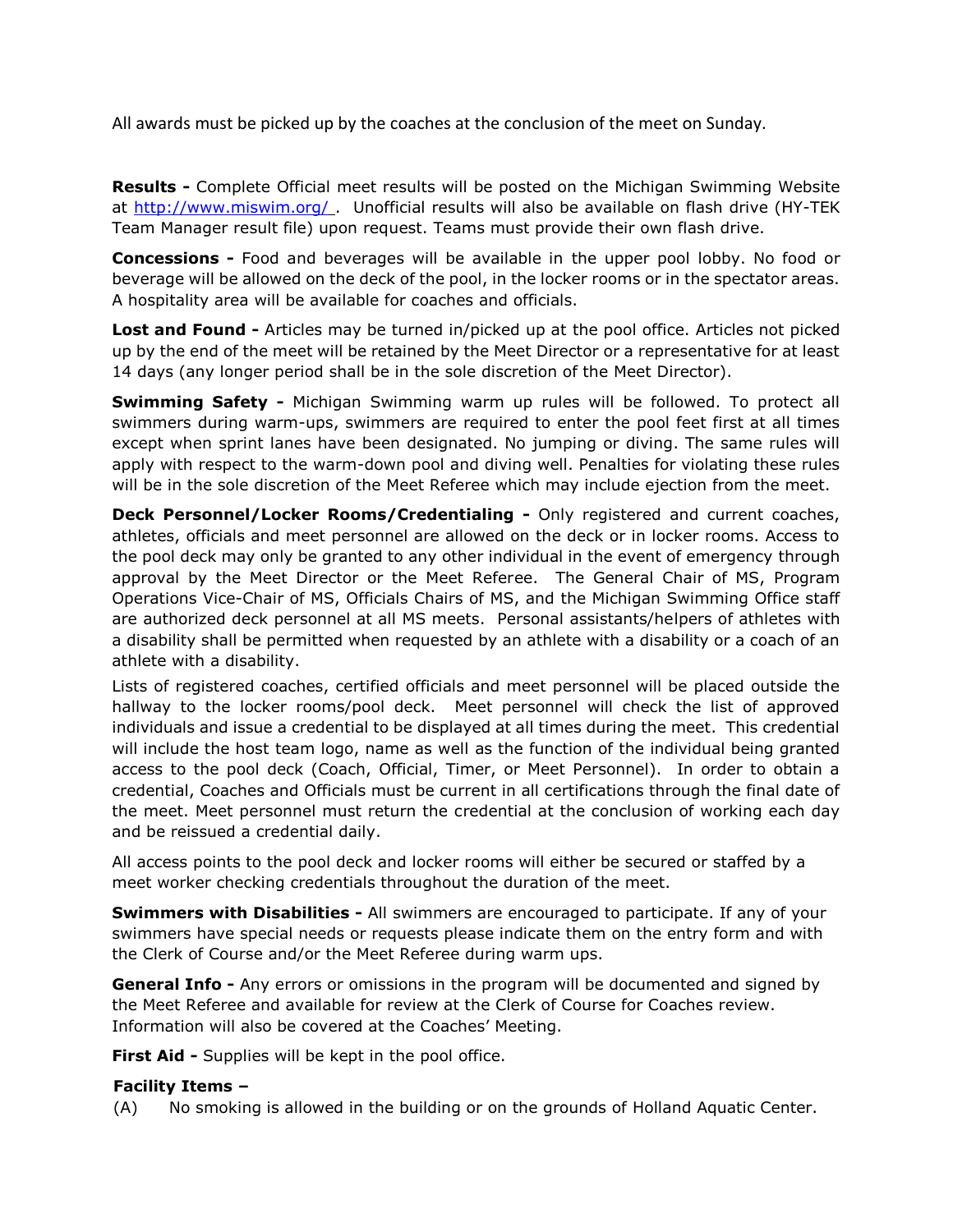All awards must be picked up by the coaches at the conclusion of the meet on Sunday.

**Results -** Complete Official meet results will be posted on the Michigan Swimming Website at http://www.miswim.org/ . Unofficial results will also be available on flash drive (HY-TEK Team Manager result file) upon request. Teams must provide their own flash drive.

**Concessions -** Food and beverages will be available in the upper pool lobby. No food or beverage will be allowed on the deck of the pool, in the locker rooms or in the spectator areas. A hospitality area will be available for coaches and officials.

**Lost and Found -** Articles may be turned in/picked up at the pool office. Articles not picked up by the end of the meet will be retained by the Meet Director or a representative for at least 14 days (any longer period shall be in the sole discretion of the Meet Director).

**Swimming Safety -** Michigan Swimming warm up rules will be followed. To protect all swimmers during warm-ups, swimmers are required to enter the pool feet first at all times except when sprint lanes have been designated. No jumping or diving. The same rules will apply with respect to the warm-down pool and diving well. Penalties for violating these rules will be in the sole discretion of the Meet Referee which may include ejection from the meet.

**Deck Personnel/Locker Rooms/Credentialing -** Only registered and current coaches, athletes, officials and meet personnel are allowed on the deck or in locker rooms. Access to the pool deck may only be granted to any other individual in the event of emergency through approval by the Meet Director or the Meet Referee. The General Chair of MS, Program Operations Vice-Chair of MS, Officials Chairs of MS, and the Michigan Swimming Office staff are authorized deck personnel at all MS meets. Personal assistants/helpers of athletes with a disability shall be permitted when requested by an athlete with a disability or a coach of an athlete with a disability.

Lists of registered coaches, certified officials and meet personnel will be placed outside the hallway to the locker rooms/pool deck. Meet personnel will check the list of approved individuals and issue a credential to be displayed at all times during the meet. This credential will include the host team logo, name as well as the function of the individual being granted access to the pool deck (Coach, Official, Timer, or Meet Personnel). In order to obtain a credential, Coaches and Officials must be current in all certifications through the final date of the meet. Meet personnel must return the credential at the conclusion of working each day and be reissued a credential daily.

All access points to the pool deck and locker rooms will either be secured or staffed by a meet worker checking credentials throughout the duration of the meet.

**Swimmers with Disabilities -** All swimmers are encouraged to participate. If any of your swimmers have special needs or requests please indicate them on the entry form and with the Clerk of Course and/or the Meet Referee during warm ups.

**General Info -** Any errors or omissions in the program will be documented and signed by the Meet Referee and available for review at the Clerk of Course for Coaches review. Information will also be covered at the Coaches' Meeting.

**First Aid -** Supplies will be kept in the pool office.

**Facility Items –**

(A) No smoking is allowed in the building or on the grounds of Holland Aquatic Center.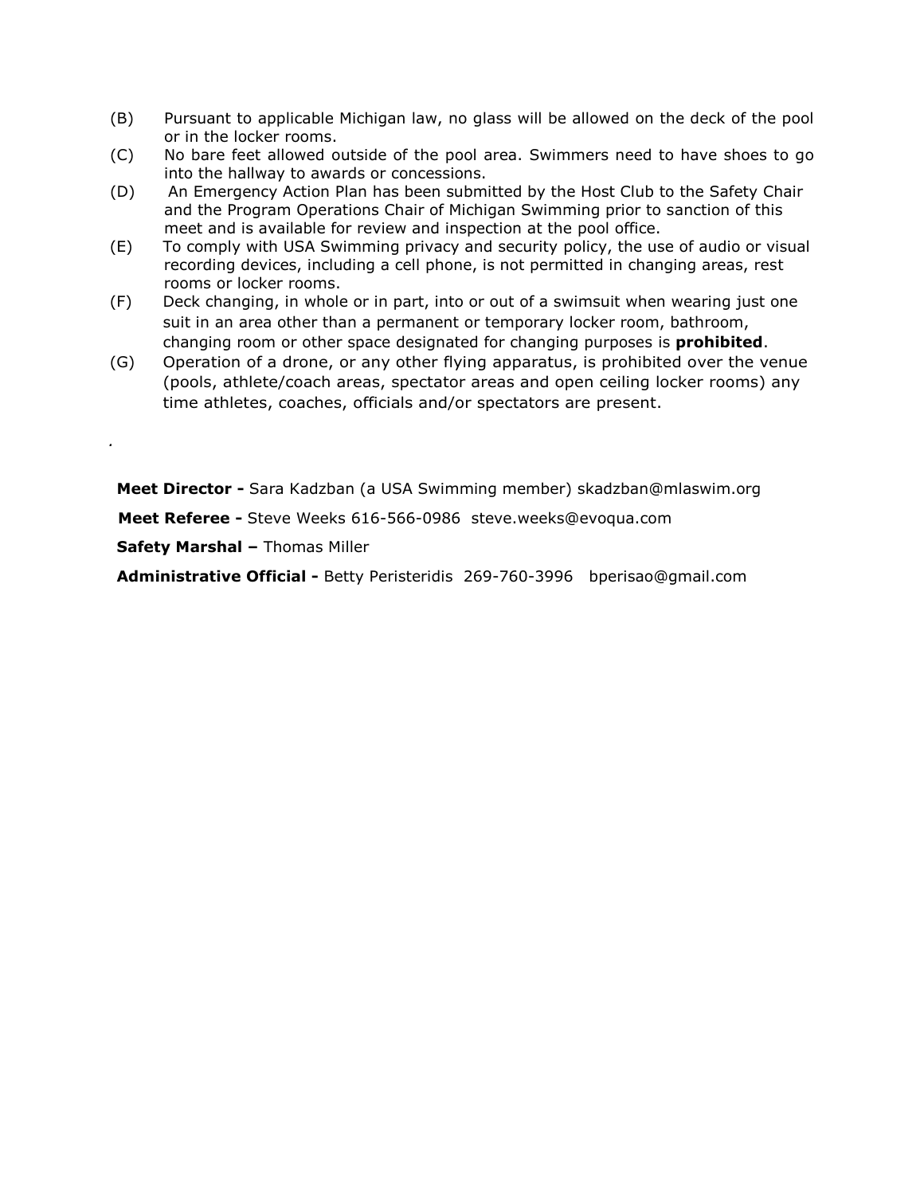(B) Pursuant to applicable Michigan law, no glass will be allowed on the deck of the pool or in the locker rooms.

(C) No bare feet allowed outside of the pool area. Swimmers need to have shoes to go into the hallway to awards or concessions.

(D) An Emergency Action Plan has been submitted by the Host Club to the Safety Chair and the Program Operations Chair of Michigan Swimming prior to sanction of this meet and is available for review and inspection at the pool office.

(E) To comply with USA Swimming privacy and security policy, the use of audio or visual recording devices, including a cell phone, is not permitted in changing areas, rest rooms or locker rooms.

(F) Deck changing, in whole or in part, into or out of a swimsuit when wearing just one suit in an area other than a permanent or temporary locker room, bathroom, changing room or other space designated for changing purposes is **prohibited**.

(G) Operation of a drone, or any other flying apparatus, is prohibited over the venue (pools, athlete/coach areas, spectator areas and open ceiling locker rooms) any time athletes, coaches, officials and/or spectators are present.

.

**Meet Director -** Sara Kadzban (a USA Swimming member) skadzban@mlaswim.org

**Meet Referee -** Steve Weeks 616-566-0986 steve.weeks@evoqua.com

**Safety Marshal –** Thomas Miller

**Administrative Official -** Betty Peristeridis 269-760-3996 bperisao@gmail.com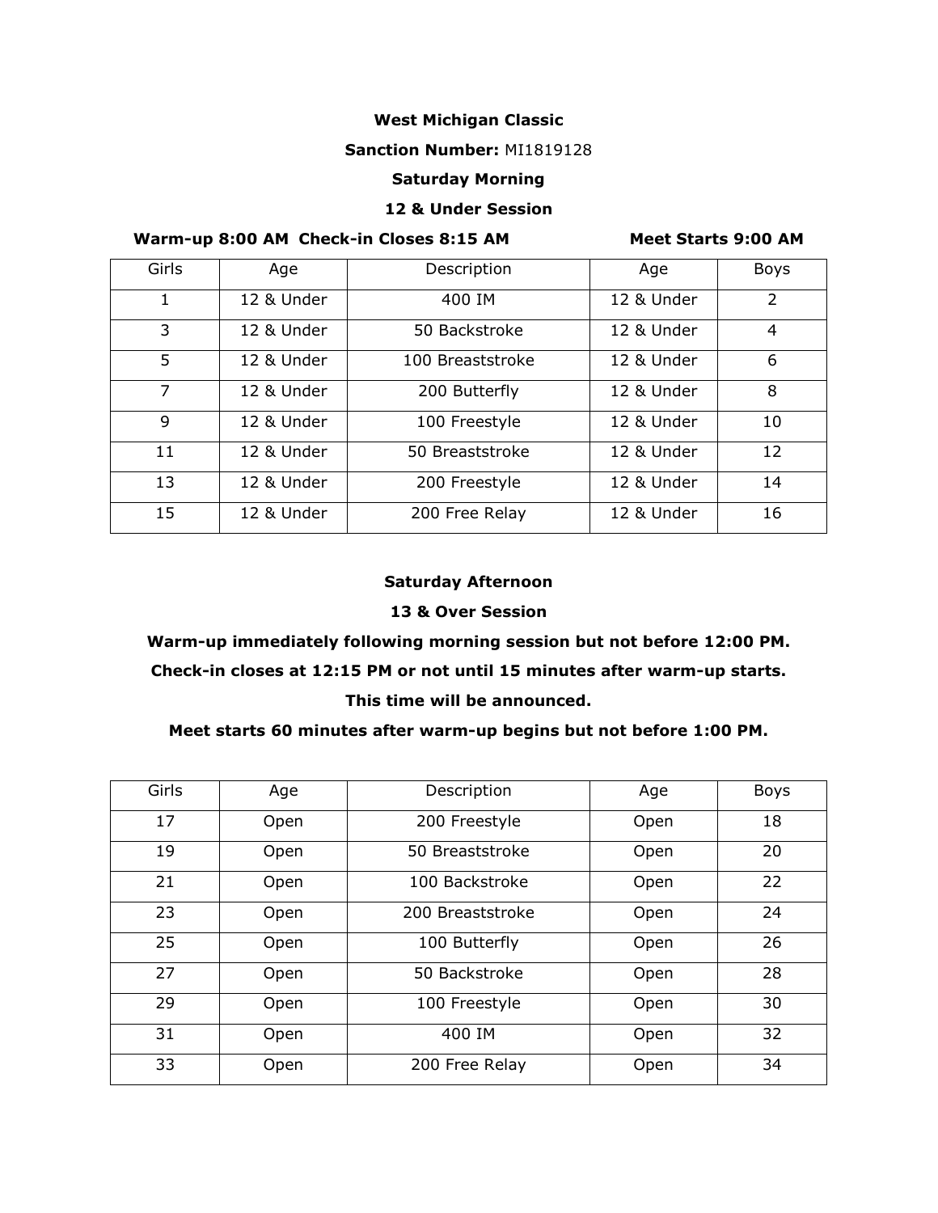**West Michigan Classic**

**Sanction Number:** MI1819128

**Saturday Morning**

**12 & Under Session**

**Warm-up 8:00 AM Check-in Closes 8:15 AM** **Meet Starts 9:00 AM**

| Girls | Age | Description | Age | Boys |
|---|---|---|---|---|
| 1 | 12 & Under | 400 IM | 12 & Under | 2 |
| 3 | 12 & Under | 50 Backstroke | 12 & Under | 4 |
| 5 | 12 & Under | 100 Breaststroke | 12 & Under | 6 |
| 7 | 12 & Under | 200 Butterfly | 12 & Under | 8 |
| 9 | 12 & Under | 100 Freestyle | 12 & Under | 10 |
| 11 | 12 & Under | 50 Breaststroke | 12 & Under | 12 |
| 13 | 12 & Under | 200 Freestyle | 12 & Under | 14 |
| 15 | 12 & Under | 200 Free Relay | 12 & Under | 16 |

**Saturday Afternoon**

**13 & Over Session**

**Warm-up immediately following morning session but not before 12:00 PM.**

**Check-in closes at 12:15 PM or not until 15 minutes after warm-up starts.**

**This time will be announced.**

**Meet starts 60 minutes after warm-up begins but not before 1:00 PM.**

| Girls | Age | Description | Age | Boys |
|---|---|---|---|---|
| 17 | Open | 200 Freestyle | Open | 18 |
| 19 | Open | 50 Breaststroke | Open | 20 |
| 21 | Open | 100 Backstroke | Open | 22 |
| 23 | Open | 200 Breaststroke | Open | 24 |
| 25 | Open | 100 Butterfly | Open | 26 |
| 27 | Open | 50 Backstroke | Open | 28 |
| 29 | Open | 100 Freestyle | Open | 30 |
| 31 | Open | 400 IM | Open | 32 |
| 33 | Open | 200 Free Relay | Open | 34 |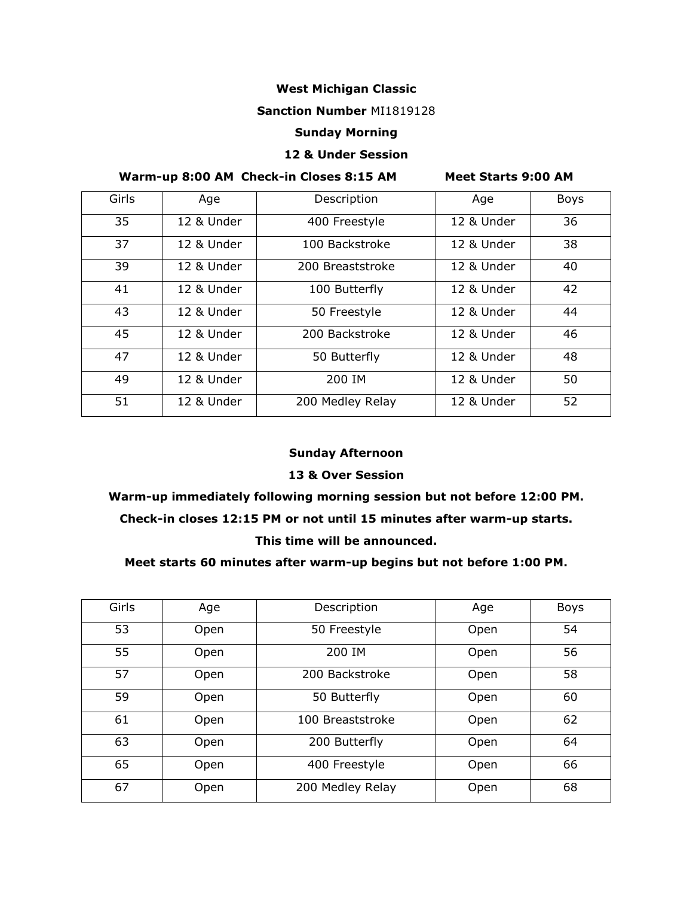**West Michigan Classic**

**Sanction Number** MI1819128

**Sunday Morning**

**12 & Under Session**

**Warm-up 8:00 AM Check-in Closes 8:15 AM Meet Starts 9:00 AM**

| Girls | Age | Description | Age | Boys |
|---|---|---|---|---|
| 35 | 12 & Under | 400 Freestyle | 12 & Under | 36 |
| 37 | 12 & Under | 100 Backstroke | 12 & Under | 38 |
| 39 | 12 & Under | 200 Breaststroke | 12 & Under | 40 |
| 41 | 12 & Under | 100 Butterfly | 12 & Under | 42 |
| 43 | 12 & Under | 50 Freestyle | 12 & Under | 44 |
| 45 | 12 & Under | 200 Backstroke | 12 & Under | 46 |
| 47 | 12 & Under | 50 Butterfly | 12 & Under | 48 |
| 49 | 12 & Under | 200 IM | 12 & Under | 50 |
| 51 | 12 & Under | 200 Medley Relay | 12 & Under | 52 |

**Sunday Afternoon**

**13 & Over Session**

**Warm-up immediately following morning session but not before 12:00 PM.**

**Check-in closes 12:15 PM or not until 15 minutes after warm-up starts.**

**This time will be announced.**

**Meet starts 60 minutes after warm-up begins but not before 1:00 PM.**

| Girls | Age | Description | Age | Boys |
|---|---|---|---|---|
| 53 | Open | 50 Freestyle | Open | 54 |
| 55 | Open | 200 IM | Open | 56 |
| 57 | Open | 200 Backstroke | Open | 58 |
| 59 | Open | 50 Butterfly | Open | 60 |
| 61 | Open | 100 Breaststroke | Open | 62 |
| 63 | Open | 200 Butterfly | Open | 64 |
| 65 | Open | 400 Freestyle | Open | 66 |
| 67 | Open | 200 Medley Relay | Open | 68 |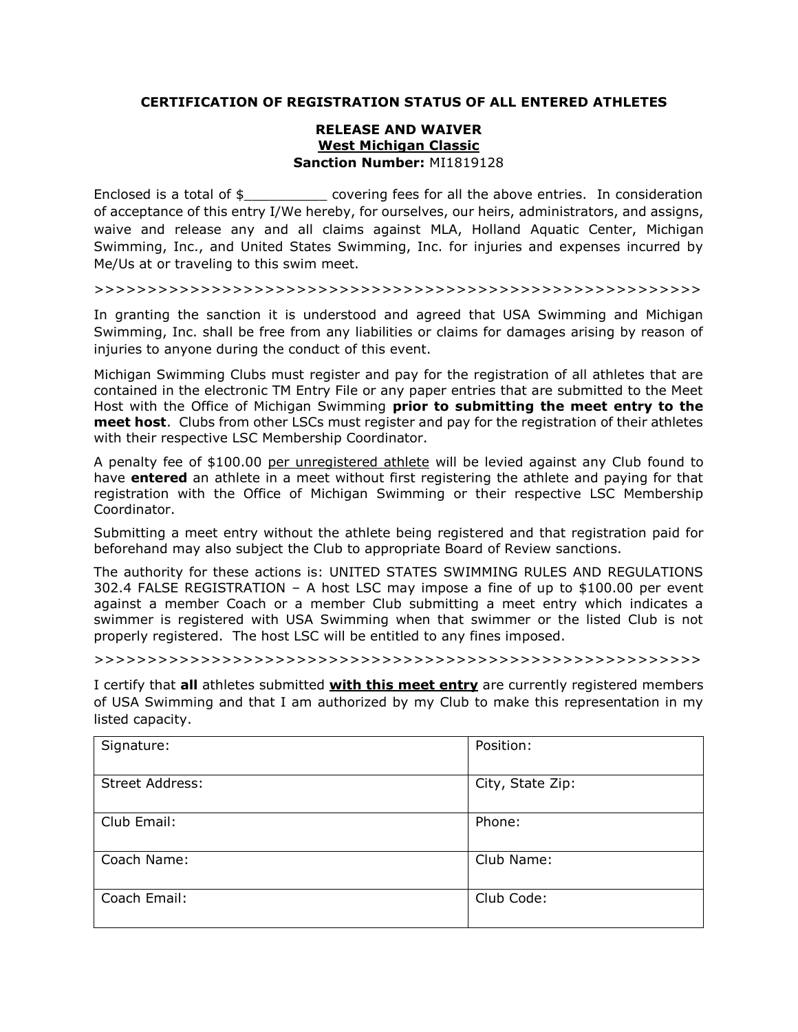**CERTIFICATION OF REGISTRATION STATUS OF ALL ENTERED ATHLETES**

**RELEASE AND WAIVER**
**West Michigan Classic**
**Sanction Number:** MI1819128

Enclosed is a total of $__________ covering fees for all the above entries. In consideration of acceptance of this entry I/We hereby, for ourselves, our heirs, administrators, and assigns, waive and release any and all claims against MLA, Holland Aquatic Center, Michigan Swimming, Inc., and United States Swimming, Inc. for injuries and expenses incurred by Me/Us at or traveling to this swim meet.

>>>>>>>>>>>>>>>>>>>>>>>>>>>>>>>>>>>>>>>>>>>>>>>>>>>>>>>>>>

In granting the sanction it is understood and agreed that USA Swimming and Michigan Swimming, Inc. shall be free from any liabilities or claims for damages arising by reason of injuries to anyone during the conduct of this event.

Michigan Swimming Clubs must register and pay for the registration of all athletes that are contained in the electronic TM Entry File or any paper entries that are submitted to the Meet Host with the Office of Michigan Swimming **prior to submitting the meet entry to the meet host**. Clubs from other LSCs must register and pay for the registration of their athletes with their respective LSC Membership Coordinator.

A penalty fee of $100.00 per unregistered athlete will be levied against any Club found to have **entered** an athlete in a meet without first registering the athlete and paying for that registration with the Office of Michigan Swimming or their respective LSC Membership Coordinator.

Submitting a meet entry without the athlete being registered and that registration paid for beforehand may also subject the Club to appropriate Board of Review sanctions.

The authority for these actions is: UNITED STATES SWIMMING RULES AND REGULATIONS 302.4 FALSE REGISTRATION – A host LSC may impose a fine of up to $100.00 per event against a member Coach or a member Club submitting a meet entry which indicates a swimmer is registered with USA Swimming when that swimmer or the listed Club is not properly registered. The host LSC will be entitled to any fines imposed.

>>>>>>>>>>>>>>>>>>>>>>>>>>>>>>>>>>>>>>>>>>>>>>>>>>>>>>>>>>

I certify that **all** athletes submitted **with this meet entry** are currently registered members of USA Swimming and that I am authorized by my Club to make this representation in my listed capacity.

| Signature: | Position: |
|---|---|
| Street Address: | City, State Zip: |
| Club Email: | Phone: |
| Coach Name: | Club Name: |
| Coach Email: | Club Code: |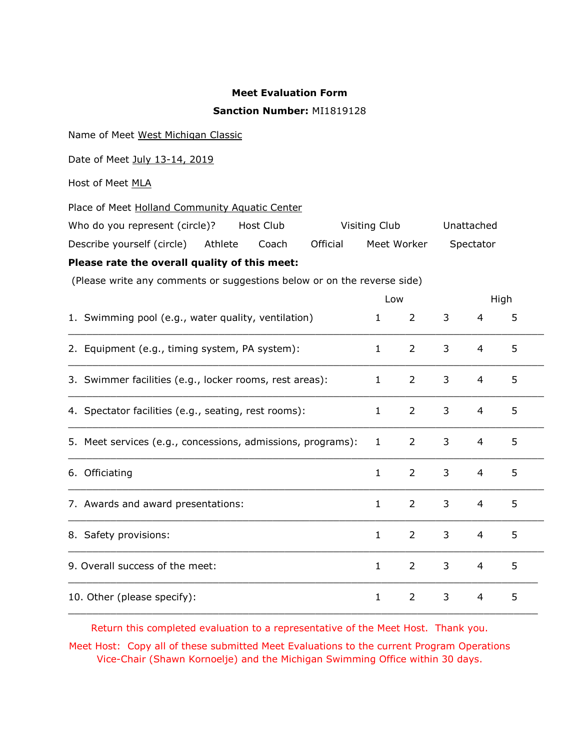**Meet Evaluation Form**

**Sanction Number:** MI1819128

Name of Meet West Michigan Classic

Date of Meet July 13-14, 2019

Host of Meet MLA

Place of Meet Holland Community Aquatic Center

Who do you represent (circle)? Host Club Visiting Club Unattached

Describe yourself (circle) Athlete Coach Official Meet Worker Spectator

**Please rate the overall quality of this meet:**

(Please write any comments or suggestions below or on the reverse side)

| | Low | | | | High |
|---|---|---|---|---|---|
| 1. Swimming pool (e.g., water quality, ventilation) | 1 | 2 | 3 | 4 | 5 |
| 2. Equipment (e.g., timing system, PA system): | 1 | 2 | 3 | 4 | 5 |
| 3. Swimmer facilities (e.g., locker rooms, rest areas): | 1 | 2 | 3 | 4 | 5 |
| 4. Spectator facilities (e.g., seating, rest rooms): | 1 | 2 | 3 | 4 | 5 |
| 5. Meet services (e.g., concessions, admissions, programs): | 1 | 2 | 3 | 4 | 5 |
| 6. Officiating | 1 | 2 | 3 | 4 | 5 |
| 7. Awards and award presentations: | 1 | 2 | 3 | 4 | 5 |
| 8. Safety provisions: | 1 | 2 | 3 | 4 | 5 |
| 9. Overall success of the meet: | 1 | 2 | 3 | 4 | 5 |
| 10. Other (please specify): | 1 | 2 | 3 | 4 | 5 |

Return this completed evaluation to a representative of the Meet Host. Thank you.

Meet Host: Copy all of these submitted Meet Evaluations to the current Program Operations Vice-Chair (Shawn Kornoelje) and the Michigan Swimming Office within 30 days.